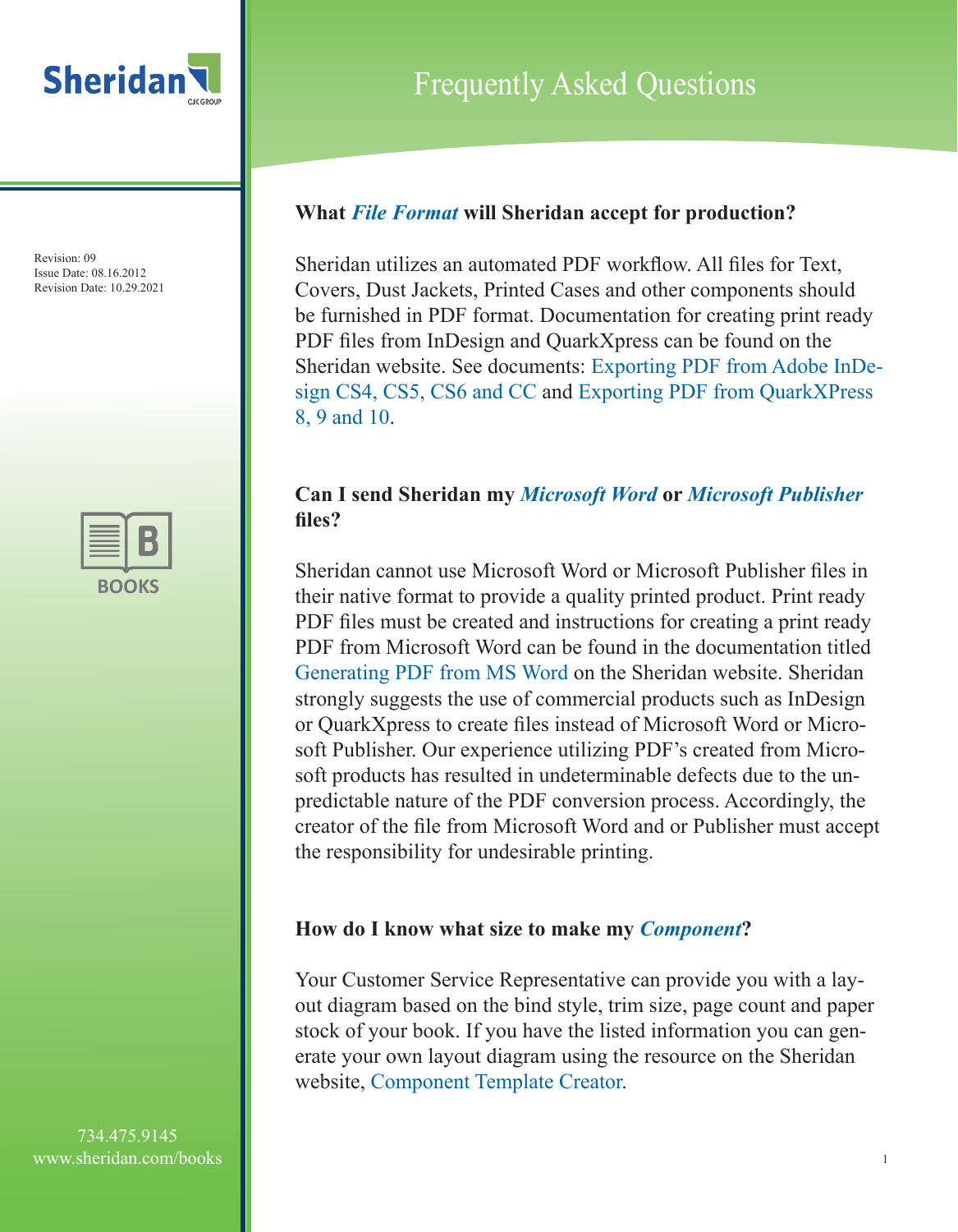# Frequently Asked Questions

Revision: 09
Issue Date: 08.16.2012
Revision Date: 10.29.2021

### What *File Format* will Sheridan accept for production?

Sheridan utilizes an automated PDF workflow. All files for Text, Covers, Dust Jackets, Printed Cases and other components should be furnished in PDF format. Documentation for creating print ready PDF files from InDesign and QuarkXpress can be found on the Sheridan website. See documents: Exporting PDF from Adobe InDesign CS4, CS5, CS6 and CC and Exporting PDF from QuarkXPress 8, 9 and 10.

### Can I send Sheridan my *Microsoft Word* or *Microsoft Publisher* files?

Sheridan cannot use Microsoft Word or Microsoft Publisher files in their native format to provide a quality printed product. Print ready PDF files must be created and instructions for creating a print ready PDF from Microsoft Word can be found in the documentation titled Generating PDF from MS Word on the Sheridan website. Sheridan strongly suggests the use of commercial products such as InDesign or QuarkXpress to create files instead of Microsoft Word or Microsoft Publisher. Our experience utilizing PDF's created from Microsoft products has resulted in undeterminable defects due to the unpredictable nature of the PDF conversion process. Accordingly, the creator of the file from Microsoft Word and or Publisher must accept the responsibility for undesirable printing.

### How do I know what size to make my *Component*?

Your Customer Service Representative can provide you with a layout diagram based on the bind style, trim size, page count and paper stock of your book. If you have the listed information you can generate your own layout diagram using the resource on the Sheridan website, Component Template Creator.

734.475.9145
www.sheridan.com/books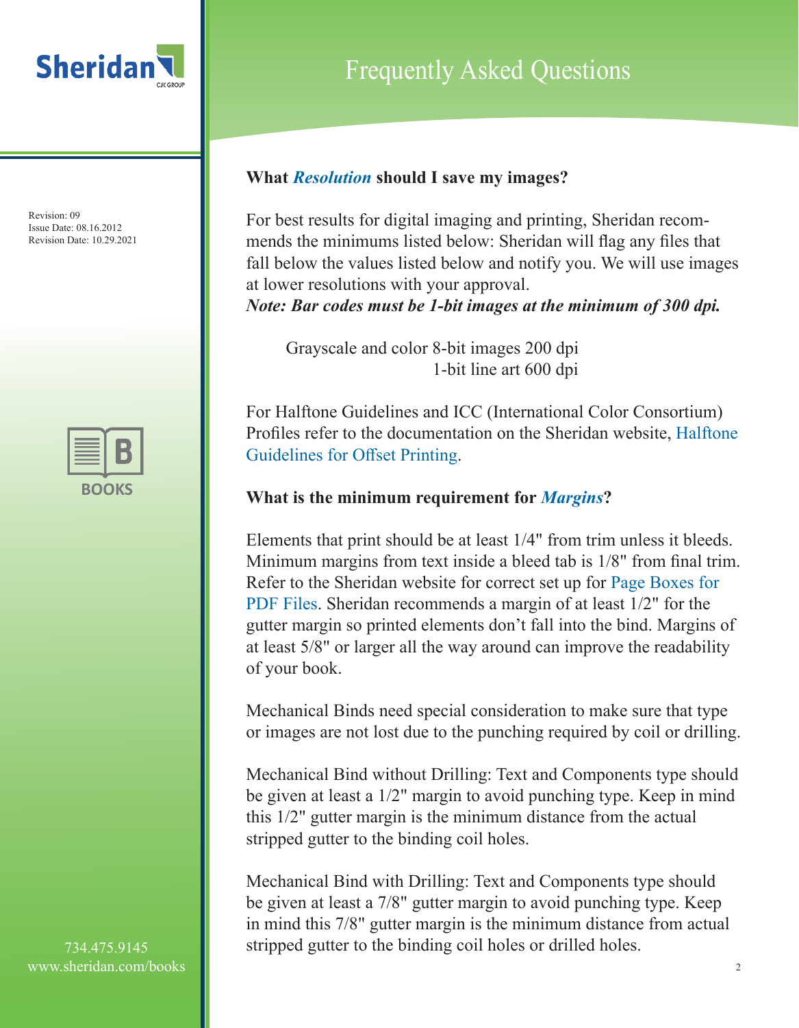## What *Resolution* should I save my images?

For best results for digital imaging and printing, Sheridan recommends the minimums listed below: Sheridan will flag any files that fall below the values listed below and notify you. We will use images at lower resolutions with your approval.
***Note: Bar codes must be 1-bit images at the minimum of 300 dpi.***

Grayscale and color 8-bit images 200 dpi
1-bit line art 600 dpi

For Halftone Guidelines and ICC (International Color Consortium) Profiles refer to the documentation on the Sheridan website, Halftone Guidelines for Offset Printing.

## What is the minimum requirement for *Margins*?

Elements that print should be at least 1/4" from trim unless it bleeds. Minimum margins from text inside a bleed tab is 1/8" from final trim. Refer to the Sheridan website for correct set up for Page Boxes for PDF Files. Sheridan recommends a margin of at least 1/2" for the gutter margin so printed elements don't fall into the bind. Margins of at least 5/8" or larger all the way around can improve the readability of your book.

Mechanical Binds need special consideration to make sure that type or images are not lost due to the punching required by coil or drilling.

Mechanical Bind without Drilling: Text and Components type should be given at least a 1/2" margin to avoid punching type. Keep in mind this 1/2" gutter margin is the minimum distance from the actual stripped gutter to the binding coil holes.

Mechanical Bind with Drilling: Text and Components type should be given at least a 7/8" gutter margin to avoid punching type. Keep in mind this 7/8" gutter margin is the minimum distance from actual stripped gutter to the binding coil holes or drilled holes.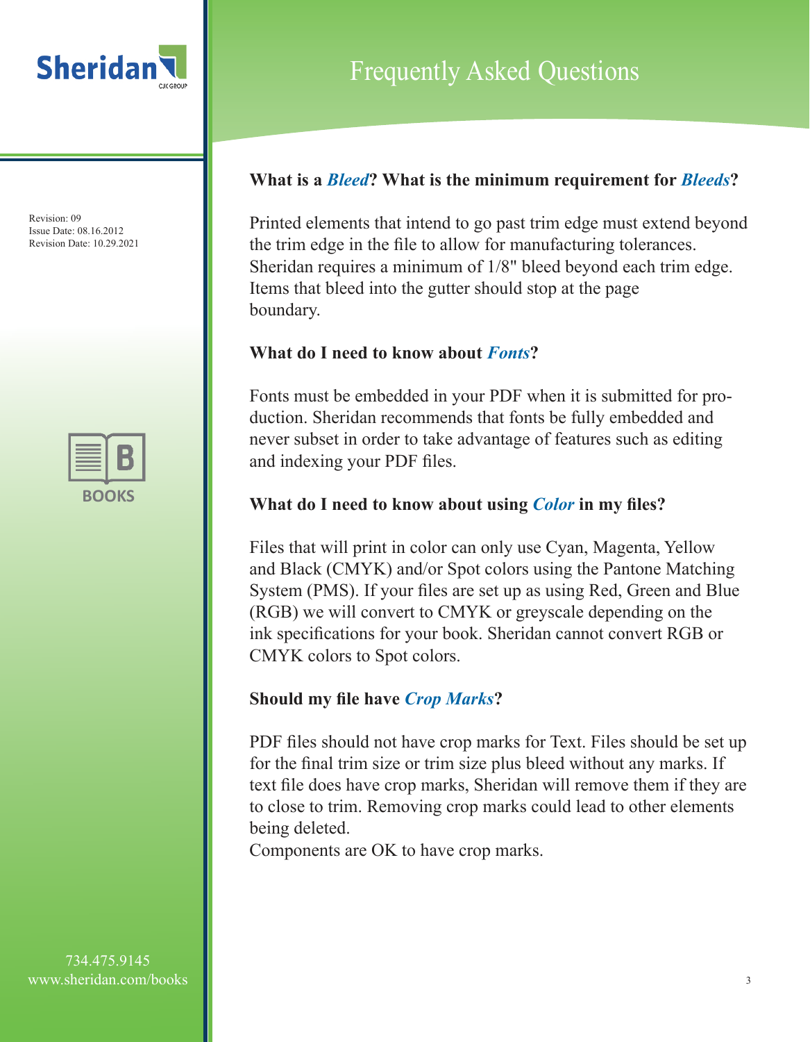# Frequently Asked Questions

Revision: 09
Issue Date: 08.16.2012
Revision Date: 10.29.2021

BOOKS

**What is a *Bleed*? What is the minimum requirement for *Bleeds*?**

Printed elements that intend to go past trim edge must extend beyond the trim edge in the file to allow for manufacturing tolerances. Sheridan requires a minimum of 1/8" bleed beyond each trim edge. Items that bleed into the gutter should stop at the page boundary.

**What do I need to know about *Fonts*?**

Fonts must be embedded in your PDF when it is submitted for production. Sheridan recommends that fonts be fully embedded and never subset in order to take advantage of features such as editing and indexing your PDF files.

**What do I need to know about using *Color* in my files?**

Files that will print in color can only use Cyan, Magenta, Yellow and Black (CMYK) and/or Spot colors using the Pantone Matching System (PMS). If your files are set up as using Red, Green and Blue (RGB) we will convert to CMYK or greyscale depending on the ink specifications for your book. Sheridan cannot convert RGB or CMYK colors to Spot colors.

**Should my file have *Crop Marks*?**

PDF files should not have crop marks for Text. Files should be set up for the final trim size or trim size plus bleed without any marks. If text file does have crop marks, Sheridan will remove them if they are to close to trim. Removing crop marks could lead to other elements being deleted.
Components are OK to have crop marks.

734.475.9145
www.sheridan.com/books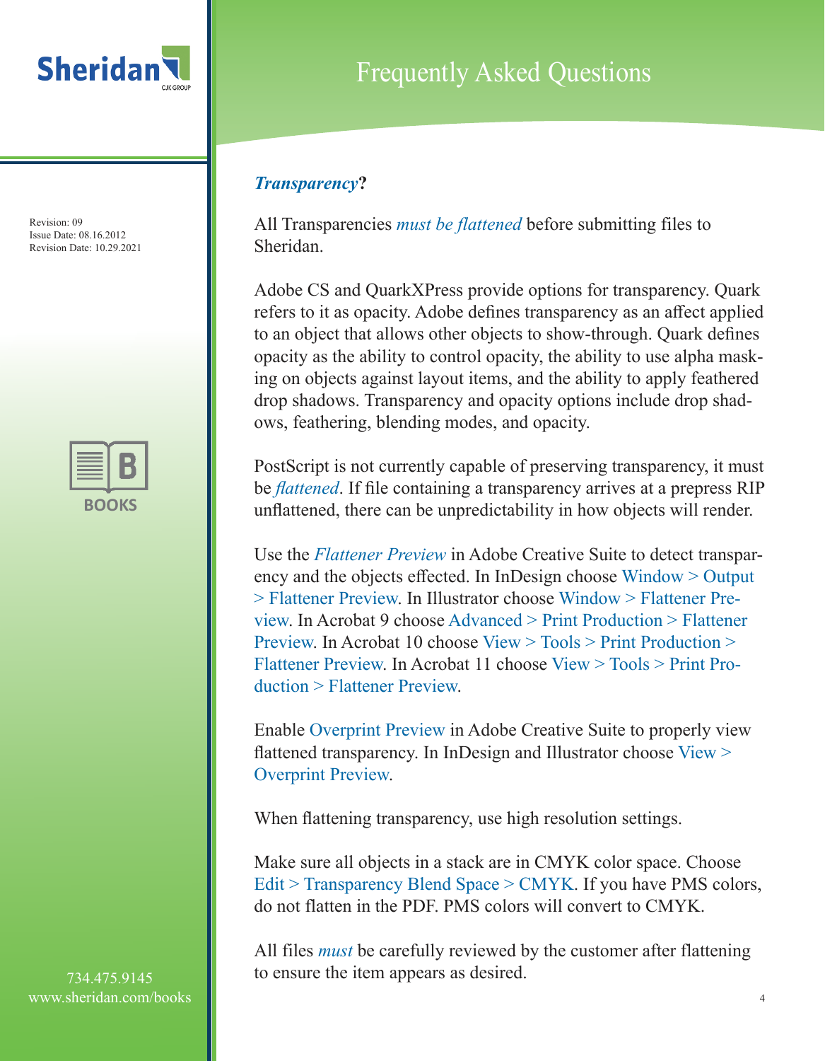### ***Transparency*?**

All Transparencies *must be flattened* before submitting files to Sheridan.

Adobe CS and QuarkXPress provide options for transparency. Quark refers to it as opacity. Adobe defines transparency as an affect applied to an object that allows other objects to show-through. Quark defines opacity as the ability to control opacity, the ability to use alpha masking on objects against layout items, and the ability to apply feathered drop shadows. Transparency and opacity options include drop shadows, feathering, blending modes, and opacity.

PostScript is not currently capable of preserving transparency, it must be *flattened*. If file containing a transparency arrives at a prepress RIP unflattened, there can be unpredictability in how objects will render.

Use the *Flattener Preview* in Adobe Creative Suite to detect transparency and the objects effected. In InDesign choose Window > Output > Flattener Preview. In Illustrator choose Window > Flattener Preview. In Acrobat 9 choose Advanced > Print Production > Flattener Preview. In Acrobat 10 choose View > Tools > Print Production > Flattener Preview. In Acrobat 11 choose View > Tools > Print Production > Flattener Preview.

Enable Overprint Preview in Adobe Creative Suite to properly view flattened transparency. In InDesign and Illustrator choose View > Overprint Preview.

When flattening transparency, use high resolution settings.

Make sure all objects in a stack are in CMYK color space. Choose Edit > Transparency Blend Space > CMYK. If you have PMS colors, do not flatten in the PDF. PMS colors will convert to CMYK.

All files *must* be carefully reviewed by the customer after flattening to ensure the item appears as desired.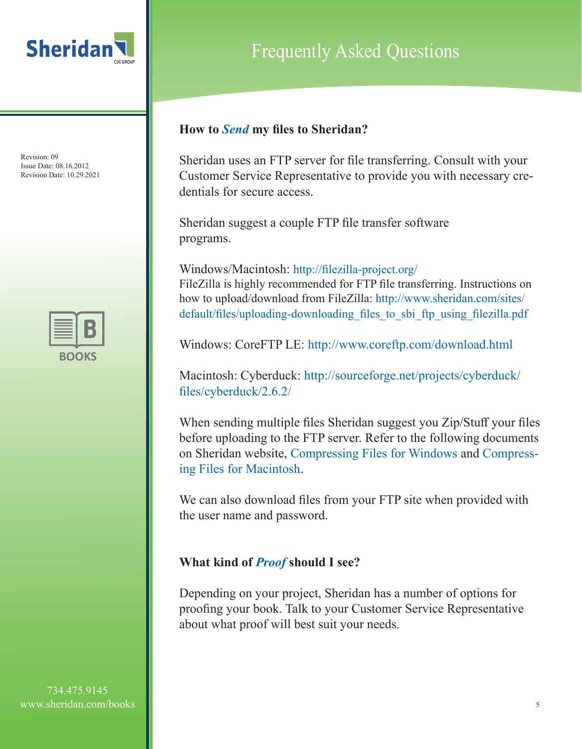# Frequently Asked Questions

Revision: 09
Issue Date: 08.16.2012
Revision Date: 10.29.2021

## How to *Send* my files to Sheridan?

Sheridan uses an FTP server for file transferring. Consult with your Customer Service Representative to provide you with necessary credentials for secure access.

Sheridan suggest a couple FTP file transfer software programs.

Windows/Macintosh: http://filezilla-project.org/
FileZilla is highly recommended for FTP file transferring. Instructions on how to upload/download from FileZilla: http://www.sheridan.com/sites/default/files/uploading-downloading_files_to_sbi_ftp_using_filezilla.pdf

Windows: CoreFTP LE: http://www.coreftp.com/download.html

Macintosh: Cyberduck: http://sourceforge.net/projects/cyberduck/files/cyberduck/2.6.2/

When sending multiple files Sheridan suggest you Zip/Stuff your files before uploading to the FTP server. Refer to the following documents on Sheridan website, Compressing Files for Windows and Compressing Files for Macintosh.

We can also download files from your FTP site when provided with the user name and password.

## What kind of *Proof* should I see?

Depending on your project, Sheridan has a number of options for proofing your book. Talk to your Customer Service Representative about what proof will best suit your needs.

734.475.9145
www.sheridan.com/books